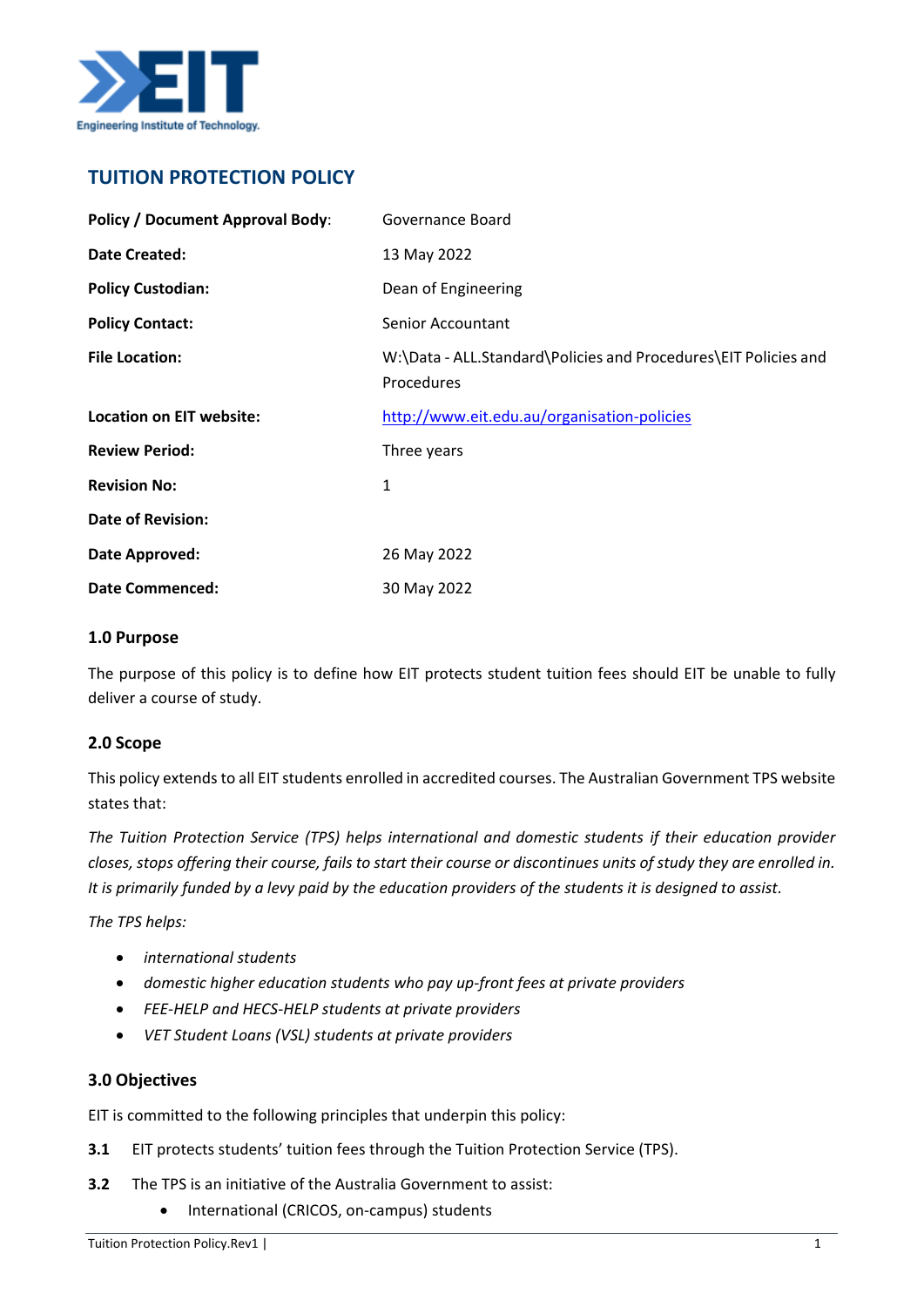EIT Engineering Institute of Technology

# TUITION PROTECTION POLICY

| | |
|---|---|
| **Policy / Document Approval Body**: | Governance Board |
| **Date Created:** | 13 May 2022 |
| **Policy Custodian:** | Dean of Engineering |
| **Policy Contact:** | Senior Accountant |
| **File Location:** | W:\Data - ALL.Standard\Policies and Procedures\EIT Policies and Procedures |
| **Location on EIT website:** | http://www.eit.edu.au/organisation-policies |
| **Review Period:** | Three years |
| **Revision No:** | 1 |
| **Date of Revision:** | |
| **Date Approved:** | 26 May 2022 |
| **Date Commenced:** | 30 May 2022 |

## 1.0 Purpose

The purpose of this policy is to define how EIT protects student tuition fees should EIT be unable to fully deliver a course of study.

## 2.0 Scope

This policy extends to all EIT students enrolled in accredited courses. The Australian Government TPS website states that:

*The Tuition Protection Service (TPS) helps international and domestic students if their education provider closes, stops offering their course, fails to start their course or discontinues units of study they are enrolled in. It is primarily funded by a levy paid by the education providers of the students it is designed to assist.*

*The TPS helps:*

- *international students*
- *domestic higher education students who pay up-front fees at private providers*
- *FEE-HELP and HECS-HELP students at private providers*
- *VET Student Loans (VSL) students at private providers*

## 3.0 Objectives

EIT is committed to the following principles that underpin this policy:

**3.1** EIT protects students' tuition fees through the Tuition Protection Service (TPS).

**3.2** The TPS is an initiative of the Australia Government to assist:

- International (CRICOS, on-campus) students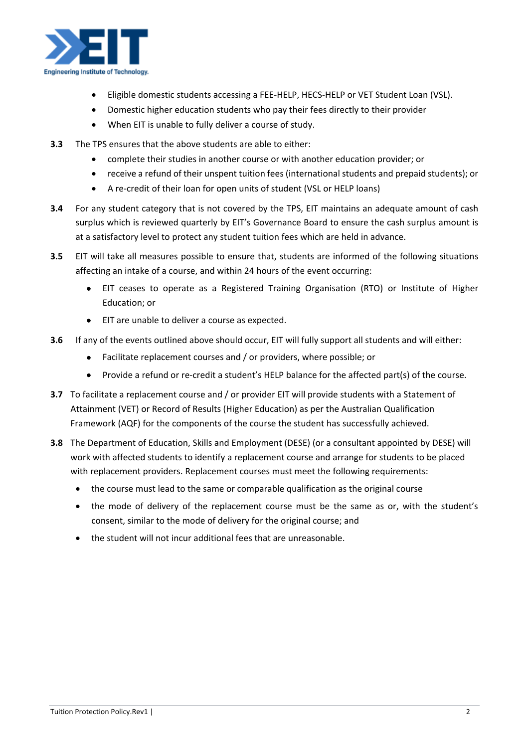- Eligible domestic students accessing a FEE-HELP, HECS-HELP or VET Student Loan (VSL).
- Domestic higher education students who pay their fees directly to their provider
- When EIT is unable to fully deliver a course of study.

**3.3** The TPS ensures that the above students are able to either:

- complete their studies in another course or with another education provider; or
- receive a refund of their unspent tuition fees (international students and prepaid students); or
- A re-credit of their loan for open units of student (VSL or HELP loans)

**3.4** For any student category that is not covered by the TPS, EIT maintains an adequate amount of cash surplus which is reviewed quarterly by EIT's Governance Board to ensure the cash surplus amount is at a satisfactory level to protect any student tuition fees which are held in advance.

**3.5** EIT will take all measures possible to ensure that, students are informed of the following situations affecting an intake of a course, and within 24 hours of the event occurring:

- EIT ceases to operate as a Registered Training Organisation (RTO) or Institute of Higher Education; or
- EIT are unable to deliver a course as expected.

**3.6** If any of the events outlined above should occur, EIT will fully support all students and will either:

- Facilitate replacement courses and / or providers, where possible; or
- Provide a refund or re-credit a student's HELP balance for the affected part(s) of the course.

**3.7** To facilitate a replacement course and / or provider EIT will provide students with a Statement of Attainment (VET) or Record of Results (Higher Education) as per the Australian Qualification Framework (AQF) for the components of the course the student has successfully achieved.

**3.8** The Department of Education, Skills and Employment (DESE) (or a consultant appointed by DESE) will work with affected students to identify a replacement course and arrange for students to be placed with replacement providers. Replacement courses must meet the following requirements:

- the course must lead to the same or comparable qualification as the original course
- the mode of delivery of the replacement course must be the same as or, with the student's consent, similar to the mode of delivery for the original course; and
- the student will not incur additional fees that are unreasonable.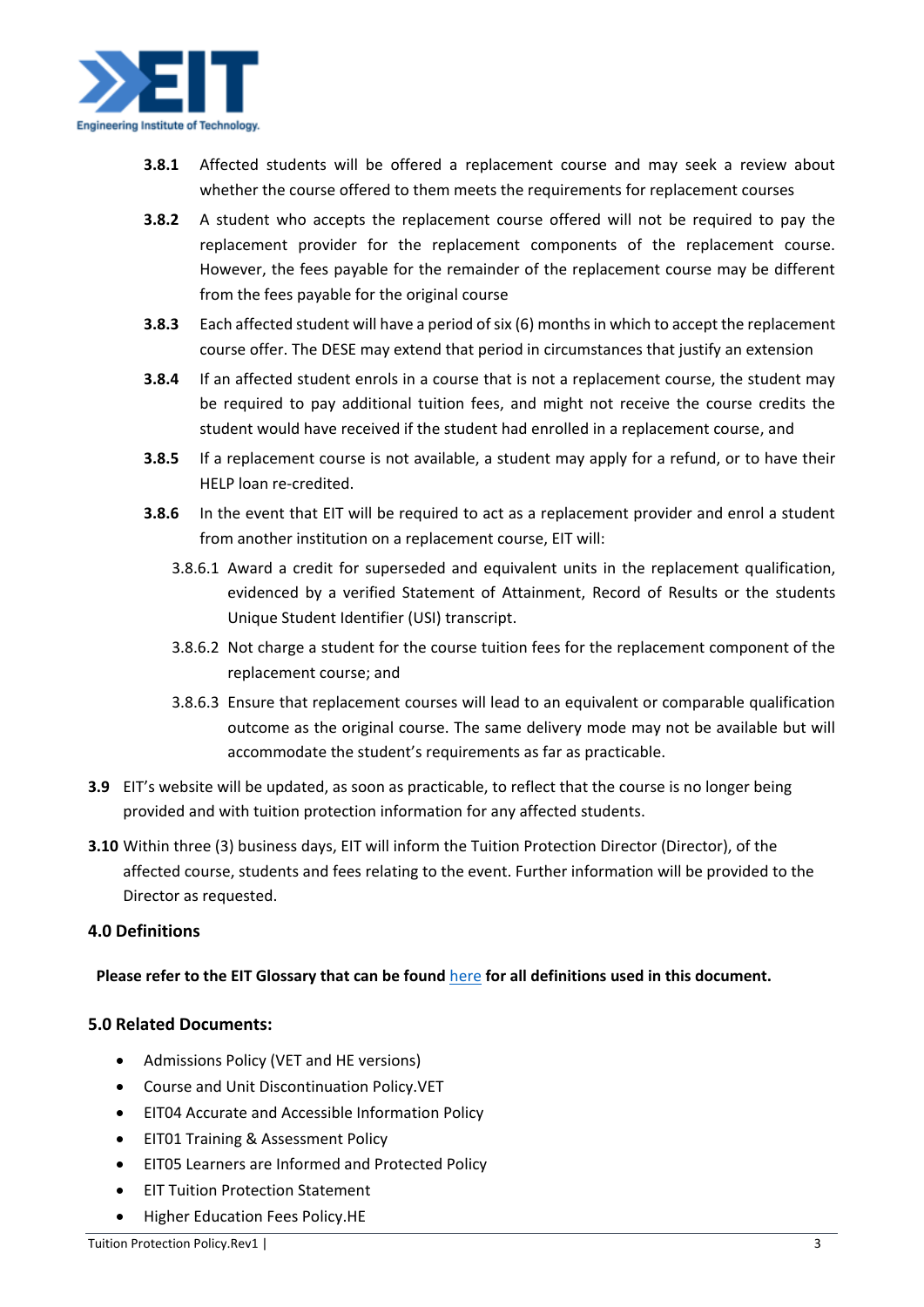**3.8.1** Affected students will be offered a replacement course and may seek a review about whether the course offered to them meets the requirements for replacement courses

**3.8.2** A student who accepts the replacement course offered will not be required to pay the replacement provider for the replacement components of the replacement course. However, the fees payable for the remainder of the replacement course may be different from the fees payable for the original course

**3.8.3** Each affected student will have a period of six (6) months in which to accept the replacement course offer. The DESE may extend that period in circumstances that justify an extension

**3.8.4** If an affected student enrols in a course that is not a replacement course, the student may be required to pay additional tuition fees, and might not receive the course credits the student would have received if the student had enrolled in a replacement course, and

**3.8.5** If a replacement course is not available, a student may apply for a refund, or to have their HELP loan re-credited.

**3.8.6** In the event that EIT will be required to act as a replacement provider and enrol a student from another institution on a replacement course, EIT will:

3.8.6.1 Award a credit for superseded and equivalent units in the replacement qualification, evidenced by a verified Statement of Attainment, Record of Results or the students Unique Student Identifier (USI) transcript.

3.8.6.2 Not charge a student for the course tuition fees for the replacement component of the replacement course; and

3.8.6.3 Ensure that replacement courses will lead to an equivalent or comparable qualification outcome as the original course. The same delivery mode may not be available but will accommodate the student's requirements as far as practicable.

**3.9** EIT's website will be updated, as soon as practicable, to reflect that the course is no longer being provided and with tuition protection information for any affected students.

**3.10** Within three (3) business days, EIT will inform the Tuition Protection Director (Director), of the affected course, students and fees relating to the event. Further information will be provided to the Director as requested.

## 4.0 Definitions

**Please refer to the EIT Glossary that can be found here for all definitions used in this document.**

## 5.0 Related Documents:

- Admissions Policy (VET and HE versions)
- Course and Unit Discontinuation Policy.VET
- EIT04 Accurate and Accessible Information Policy
- EIT01 Training & Assessment Policy
- EIT05 Learners are Informed and Protected Policy
- EIT Tuition Protection Statement
- Higher Education Fees Policy.HE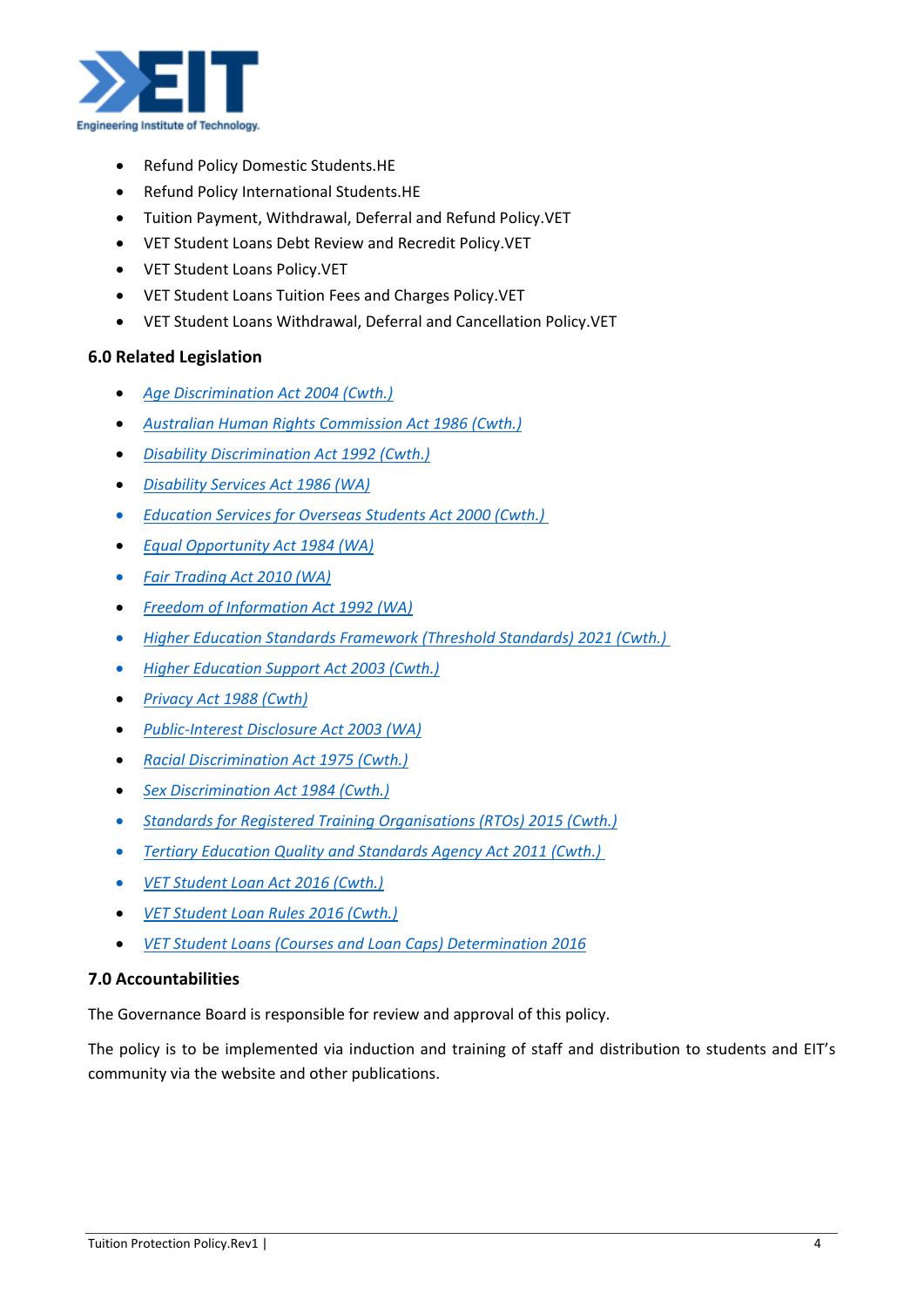- Refund Policy Domestic Students.HE
- Refund Policy International Students.HE
- Tuition Payment, Withdrawal, Deferral and Refund Policy.VET
- VET Student Loans Debt Review and Recredit Policy.VET
- VET Student Loans Policy.VET
- VET Student Loans Tuition Fees and Charges Policy.VET
- VET Student Loans Withdrawal, Deferral and Cancellation Policy.VET

### 6.0 Related Legislation

- *Age Discrimination Act 2004 (Cwth.)*
- *Australian Human Rights Commission Act 1986 (Cwth.)*
- *Disability Discrimination Act 1992 (Cwth.)*
- *Disability Services Act 1986 (WA)*
- *Education Services for Overseas Students Act 2000 (Cwth.)*
- *Equal Opportunity Act 1984 (WA)*
- *Fair Trading Act 2010 (WA)*
- *Freedom of Information Act 1992 (WA)*
- *Higher Education Standards Framework (Threshold Standards) 2021 (Cwth.)*
- *Higher Education Support Act 2003 (Cwth.)*
- *Privacy Act 1988 (Cwth)*
- *Public-Interest Disclosure Act 2003 (WA)*
- *Racial Discrimination Act 1975 (Cwth.)*
- *Sex Discrimination Act 1984 (Cwth.)*
- *Standards for Registered Training Organisations (RTOs) 2015 (Cwth.)*
- *Tertiary Education Quality and Standards Agency Act 2011 (Cwth.)*
- *VET Student Loan Act 2016 (Cwth.)*
- *VET Student Loan Rules 2016 (Cwth.)*
- *VET Student Loans (Courses and Loan Caps) Determination 2016*

### 7.0 Accountabilities

The Governance Board is responsible for review and approval of this policy.

The policy is to be implemented via induction and training of staff and distribution to students and EIT's community via the website and other publications.